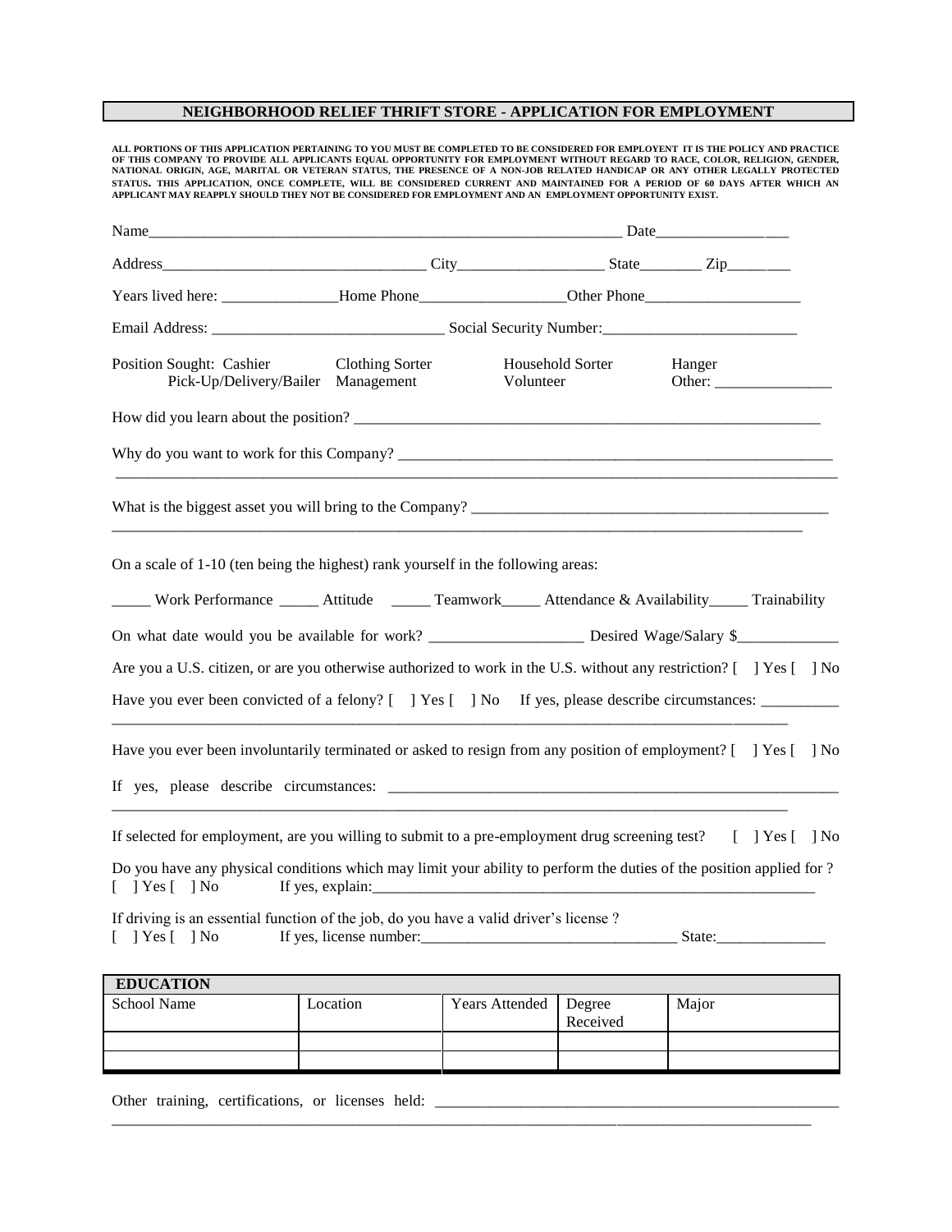# NEIGHBORHOOD RELIEF THRIFT STORE - APPLICATION FOR EMPLOYMENT

**ALL PORTIONS OF THIS APPLICATION PERTAINING TO YOU MUST BE COMPLETED TO BE CONSIDERED FOR EMPLOYENT IT IS THE POLICY AND PRACTICE OF THIS COMPANY TO PROVIDE ALL APPLICANTS EQUAL OPPORTUNITY FOR EMPLOYMENT WITHOUT REGARD TO RACE, COLOR, RELIGION, GENDER, NATIONAL ORIGIN, AGE, MARITAL OR VETERAN STATUS, THE PRESENCE OF A NON-JOB RELATED HANDICAP OR ANY OTHER LEGALLY PROTECTED STATUS. THIS APPLICATION, ONCE COMPLETE, WILL BE CONSIDERED CURRENT AND MAINTAINED FOR A PERIOD OF 60 DAYS AFTER WHICH AN APPLICANT MAY REAPPLY SHOULD THEY NOT BE CONSIDERED FOR EMPLOYMENT AND AN EMPLOYMENT OPPORTUNITY EXIST.**

Name_______________________________________________________________ Date_________________

Address__________________________________ City__________________ State________ Zip________

Years lived here: _______________Home Phone__________________Other Phone____________________

Email Address: _____________________________ Social Security Number:_________________________

Position Sought: Cashier Clothing Sorter Household Sorter Hanger
Pick-Up/Delivery/Bailer Management Volunteer Other: _______________

How did you learn about the position? ____________________________________________________________

Why do you want to work for this Company? ________________________________________________________
_____________________________________________________________________________________________

What is the biggest asset you will bring to the Company? _____________________________________________
_____________________________________________________________________________________________

On a scale of 1-10 (ten being the highest) rank yourself in the following areas:

_____ Work Performance _____ Attitude _____ Teamwork_____ Attendance & Availability_____ Trainability

On what date would you be available for work? ___________________ Desired Wage/Salary $_____________

Are you a U.S. citizen, or are you otherwise authorized to work in the U.S. without any restriction? [ ] Yes [ ] No

Have you ever been convicted of a felony? [ ] Yes [ ] No If yes, please describe circumstances: __________
_____________________________________________________________________________________________

Have you ever been involuntarily terminated or asked to resign from any position of employment? [ ] Yes [ ] No

If yes, please describe circumstances: ___________________________________________________________
_____________________________________________________________________________________________

If selected for employment, are you willing to submit to a pre-employment drug screening test? [ ] Yes [ ] No

Do you have any physical conditions which may limit your ability to perform the duties of the position applied for ?
[ ] Yes [ ] No If yes, explain:___________________________________________________________

If driving is an essential function of the job, do you have a valid driver's license ?
[ ] Yes [ ] No If yes, license number:________________________________ State:______________

## EDUCATION

| School Name | Location | Years Attended | Degree Received | Major |
|---|---|---|---|---|
| | | | | |
| | | | | |

Other training, certifications, or licenses held: ______________________________________________________
_____________________________________________________________________________________________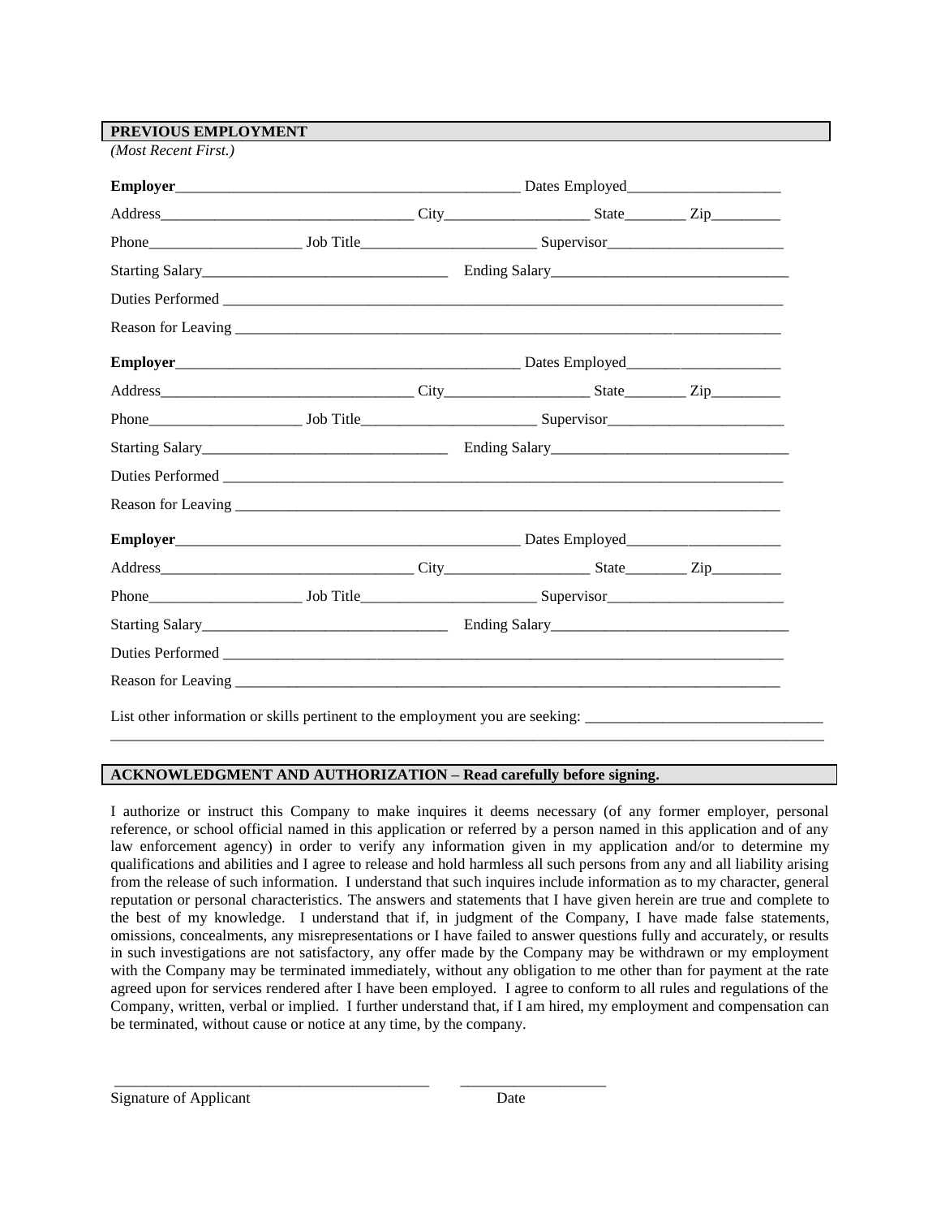## PREVIOUS EMPLOYMENT

*(Most Recent First.)*

**Employer**______________________________________________ Dates Employed____________________

Address_________________________________ City___________________ State________ Zip_________

Phone____________________ Job Title_______________________ Supervisor_______________________

Starting Salary________________________________ Ending Salary_______________________________

Duties Performed ____________________________________________________________________________

Reason for Leaving __________________________________________________________________________

**Employer**______________________________________________ Dates Employed____________________

Address_________________________________ City___________________ State________ Zip_________

Phone____________________ Job Title_______________________ Supervisor_______________________

Starting Salary________________________________ Ending Salary_______________________________

Duties Performed ____________________________________________________________________________

Reason for Leaving __________________________________________________________________________

**Employer**______________________________________________ Dates Employed____________________

Address_________________________________ City___________________ State________ Zip_________

Phone____________________ Job Title_______________________ Supervisor_______________________

Starting Salary________________________________ Ending Salary_______________________________

Duties Performed ____________________________________________________________________________

Reason for Leaving __________________________________________________________________________

List other information or skills pertinent to the employment you are seeking: ______________________________

_______________________________________________________________________________________________

## ACKNOWLEDGMENT AND AUTHORIZATION – Read carefully before signing.

I authorize or instruct this Company to make inquires it deems necessary (of any former employer, personal reference, or school official named in this application or referred by a person named in this application and of any law enforcement agency) in order to verify any information given in my application and/or to determine my qualifications and abilities and I agree to release and hold harmless all such persons from any and all liability arising from the release of such information. I understand that such inquires include information as to my character, general reputation or personal characteristics. The answers and statements that I have given herein are true and complete to the best of my knowledge. I understand that if, in judgment of the Company, I have made false statements, omissions, concealments, any misrepresentations or I have failed to answer questions fully and accurately, or results in such investigations are not satisfactory, any offer made by the Company may be withdrawn or my employment with the Company may be terminated immediately, without any obligation to me other than for payment at the rate agreed upon for services rendered after I have been employed. I agree to conform to all rules and regulations of the Company, written, verbal or implied. I further understand that, if I am hired, my employment and compensation can be terminated, without cause or notice at any time, by the company.

_________________________________________ ___________________

Signature of Applicant Date